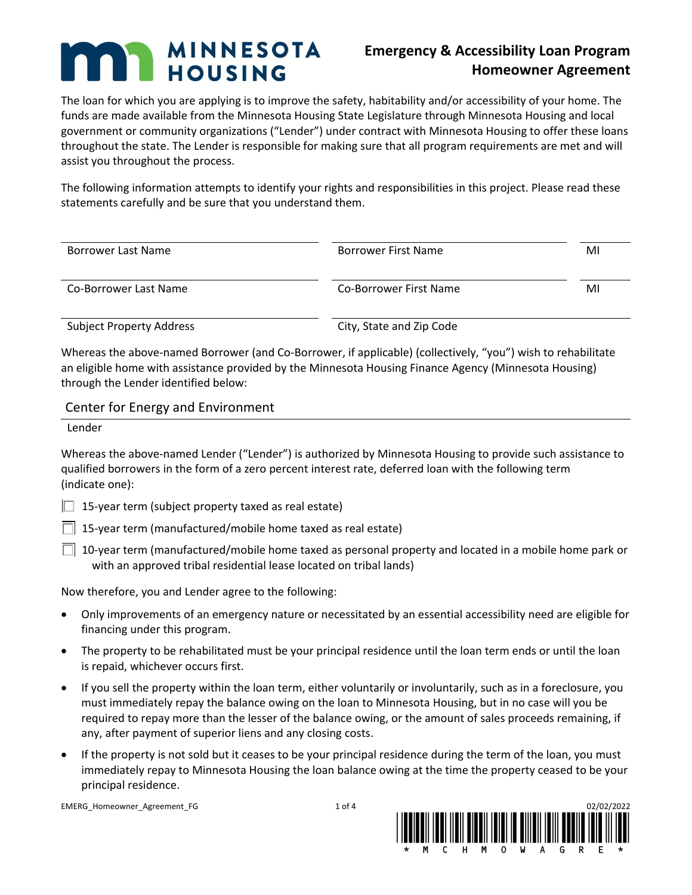MINNESOTA HOUSING

# Emergency & Accessibility Loan Program Homeowner Agreement

The loan for which you are applying is to improve the safety, habitability and/or accessibility of your home. The funds are made available from the Minnesota Housing State Legislature through Minnesota Housing and local government or community organizations ("Lender") under contract with Minnesota Housing to offer these loans throughout the state. The Lender is responsible for making sure that all program requirements are met and will assist you throughout the process.

The following information attempts to identify your rights and responsibilities in this project. Please read these statements carefully and be sure that you understand them.

| Borrower Last Name | Borrower First Name | MI |
|---|---|---|
| Co-Borrower Last Name | Co-Borrower First Name | MI |
| Subject Property Address | City, State and Zip Code | |

Whereas the above-named Borrower (and Co-Borrower, if applicable) (collectively, "you") wish to rehabilitate an eligible home with assistance provided by the Minnesota Housing Finance Agency (Minnesota Housing) through the Lender identified below:

Center for Energy and Environment

Lender

Whereas the above-named Lender ("Lender") is authorized by Minnesota Housing to provide such assistance to qualified borrowers in the form of a zero percent interest rate, deferred loan with the following term (indicate one):

- ☐ 15-year term (subject property taxed as real estate)
- ☐ 15-year term (manufactured/mobile home taxed as real estate)
- ☐ 10-year term (manufactured/mobile home taxed as personal property and located in a mobile home park or with an approved tribal residential lease located on tribal lands)

Now therefore, you and Lender agree to the following:

- Only improvements of an emergency nature or necessitated by an essential accessibility need are eligible for financing under this program.
- The property to be rehabilitated must be your principal residence until the loan term ends or until the loan is repaid, whichever occurs first.
- If you sell the property within the loan term, either voluntarily or involuntarily, such as in a foreclosure, you must immediately repay the balance owing on the loan to Minnesota Housing, but in no case will you be required to repay more than the lesser of the balance owing, or the amount of sales proceeds remaining, if any, after payment of superior liens and any closing costs.
- If the property is not sold but it ceases to be your principal residence during the term of the loan, you must immediately repay to Minnesota Housing the loan balance owing at the time the property ceased to be your principal residence.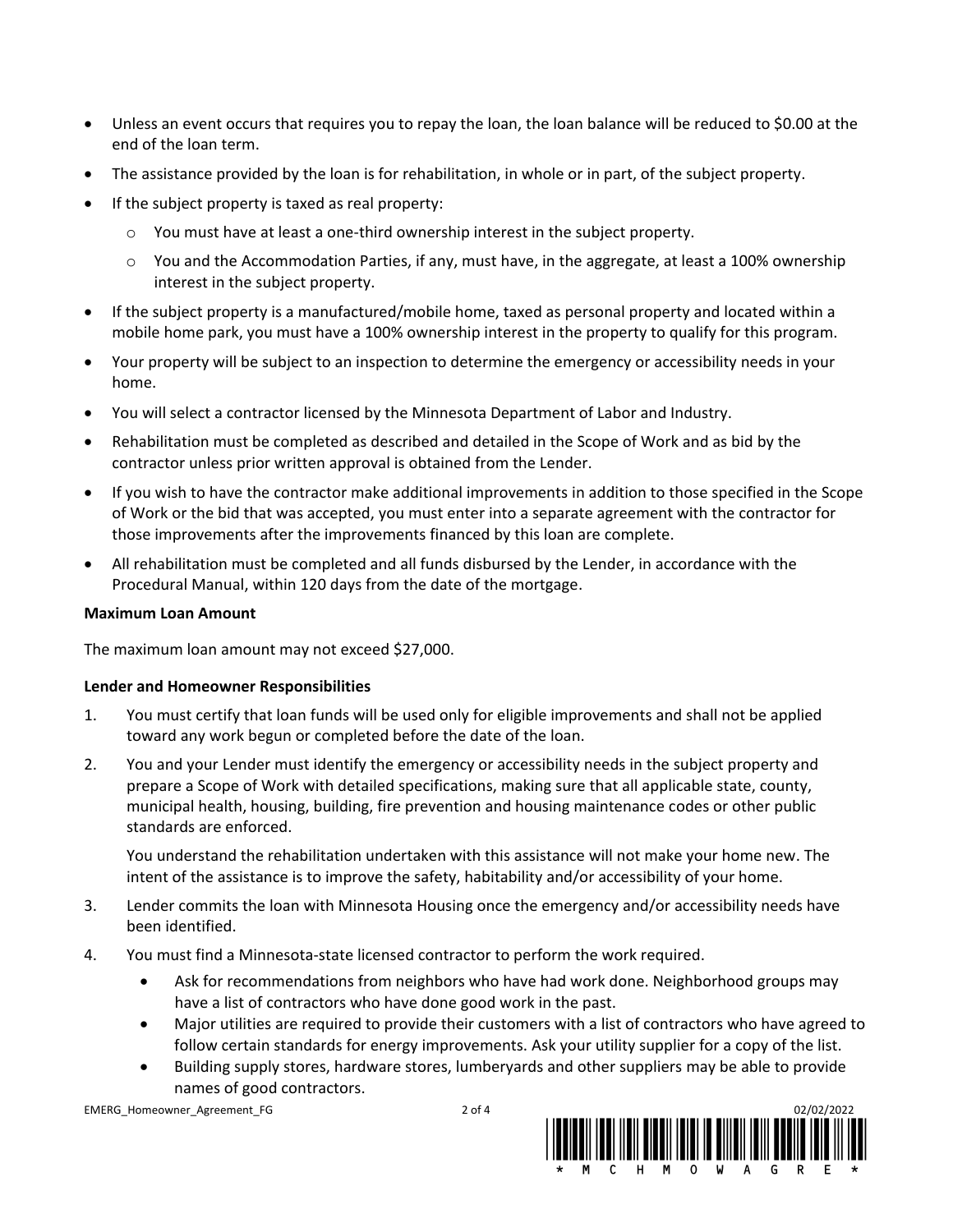- Unless an event occurs that requires you to repay the loan, the loan balance will be reduced to $0.00 at the end of the loan term.
- The assistance provided by the loan is for rehabilitation, in whole or in part, of the subject property.
- If the subject property is taxed as real property:
  - You must have at least a one-third ownership interest in the subject property.
  - You and the Accommodation Parties, if any, must have, in the aggregate, at least a 100% ownership interest in the subject property.
- If the subject property is a manufactured/mobile home, taxed as personal property and located within a mobile home park, you must have a 100% ownership interest in the property to qualify for this program.
- Your property will be subject to an inspection to determine the emergency or accessibility needs in your home.
- You will select a contractor licensed by the Minnesota Department of Labor and Industry.
- Rehabilitation must be completed as described and detailed in the Scope of Work and as bid by the contractor unless prior written approval is obtained from the Lender.
- If you wish to have the contractor make additional improvements in addition to those specified in the Scope of Work or the bid that was accepted, you must enter into a separate agreement with the contractor for those improvements after the improvements financed by this loan are complete.
- All rehabilitation must be completed and all funds disbursed by the Lender, in accordance with the Procedural Manual, within 120 days from the date of the mortgage.

**Maximum Loan Amount**

The maximum loan amount may not exceed $27,000.

**Lender and Homeowner Responsibilities**

1. You must certify that loan funds will be used only for eligible improvements and shall not be applied toward any work begun or completed before the date of the loan.
2. You and your Lender must identify the emergency or accessibility needs in the subject property and prepare a Scope of Work with detailed specifications, making sure that all applicable state, county, municipal health, housing, building, fire prevention and housing maintenance codes or other public standards are enforced.

   You understand the rehabilitation undertaken with this assistance will not make your home new. The intent of the assistance is to improve the safety, habitability and/or accessibility of your home.
3. Lender commits the loan with Minnesota Housing once the emergency and/or accessibility needs have been identified.
4. You must find a Minnesota-state licensed contractor to perform the work required.
   - Ask for recommendations from neighbors who have had work done. Neighborhood groups may have a list of contractors who have done good work in the past.
   - Major utilities are required to provide their customers with a list of contractors who have agreed to follow certain standards for energy improvements. Ask your utility supplier for a copy of the list.
   - Building supply stores, hardware stores, lumberyards and other suppliers may be able to provide names of good contractors.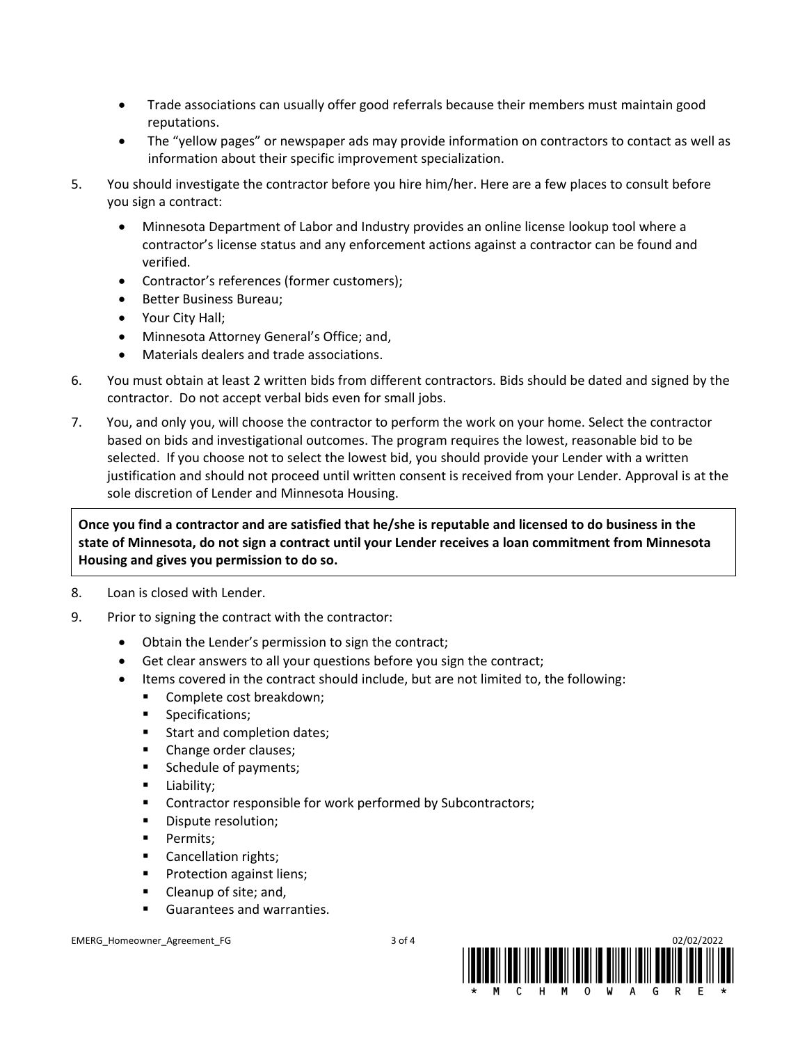- Trade associations can usually offer good referrals because their members must maintain good reputations.
- The "yellow pages" or newspaper ads may provide information on contractors to contact as well as information about their specific improvement specialization.

5. You should investigate the contractor before you hire him/her. Here are a few places to consult before you sign a contract:
   - Minnesota Department of Labor and Industry provides an online license lookup tool where a contractor's license status and any enforcement actions against a contractor can be found and verified.
   - Contractor's references (former customers);
   - Better Business Bureau;
   - Your City Hall;
   - Minnesota Attorney General's Office; and,
   - Materials dealers and trade associations.
6. You must obtain at least 2 written bids from different contractors. Bids should be dated and signed by the contractor. Do not accept verbal bids even for small jobs.
7. You, and only you, will choose the contractor to perform the work on your home. Select the contractor based on bids and investigational outcomes. The program requires the lowest, reasonable bid to be selected. If you choose not to select the lowest bid, you should provide your Lender with a written justification and should not proceed until written consent is received from your Lender. Approval is at the sole discretion of Lender and Minnesota Housing.

**Once you find a contractor and are satisfied that he/she is reputable and licensed to do business in the state of Minnesota, do not sign a contract until your Lender receives a loan commitment from Minnesota Housing and gives you permission to do so.**

8. Loan is closed with Lender.
9. Prior to signing the contract with the contractor:
   - Obtain the Lender's permission to sign the contract;
   - Get clear answers to all your questions before you sign the contract;
   - Items covered in the contract should include, but are not limited to, the following:
     - Complete cost breakdown;
     - Specifications;
     - Start and completion dates;
     - Change order clauses;
     - Schedule of payments;
     - Liability;
     - Contractor responsible for work performed by Subcontractors;
     - Dispute resolution;
     - Permits;
     - Cancellation rights;
     - Protection against liens;
     - Cleanup of site; and,
     - Guarantees and warranties.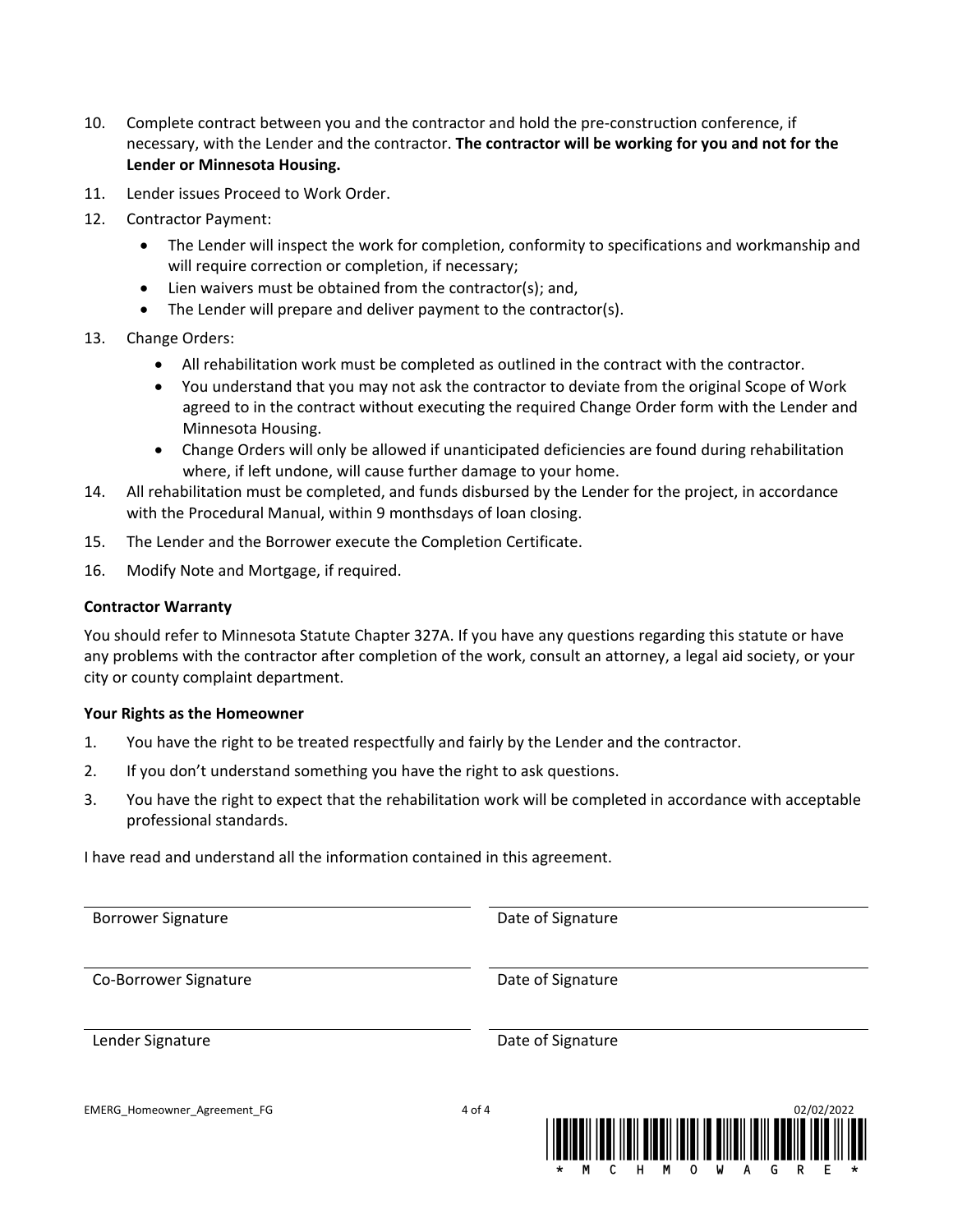10. Complete contract between you and the contractor and hold the pre-construction conference, if necessary, with the Lender and the contractor. **The contractor will be working for you and not for the Lender or Minnesota Housing.**
11. Lender issues Proceed to Work Order.
12. Contractor Payment:
    - The Lender will inspect the work for completion, conformity to specifications and workmanship and will require correction or completion, if necessary;
    - Lien waivers must be obtained from the contractor(s); and,
    - The Lender will prepare and deliver payment to the contractor(s).
13. Change Orders:
    - All rehabilitation work must be completed as outlined in the contract with the contractor.
    - You understand that you may not ask the contractor to deviate from the original Scope of Work agreed to in the contract without executing the required Change Order form with the Lender and Minnesota Housing.
    - Change Orders will only be allowed if unanticipated deficiencies are found during rehabilitation where, if left undone, will cause further damage to your home.
14. All rehabilitation must be completed, and funds disbursed by the Lender for the project, in accordance with the Procedural Manual, within 9 monthsdays of loan closing.
15. The Lender and the Borrower execute the Completion Certificate.
16. Modify Note and Mortgage, if required.

**Contractor Warranty**

You should refer to Minnesota Statute Chapter 327A. If you have any questions regarding this statute or have any problems with the contractor after completion of the work, consult an attorney, a legal aid society, or your city or county complaint department.

**Your Rights as the Homeowner**

1. You have the right to be treated respectfully and fairly by the Lender and the contractor.
2. If you don't understand something you have the right to ask questions.
3. You have the right to expect that the rehabilitation work will be completed in accordance with acceptable professional standards.

I have read and understand all the information contained in this agreement.

Borrower Signature | Date of Signature

Co-Borrower Signature | Date of Signature

Lender Signature | Date of Signature

EMERG_Homeowner_Agreement_FG 02/02/2022

*MCHMOWAGRE*